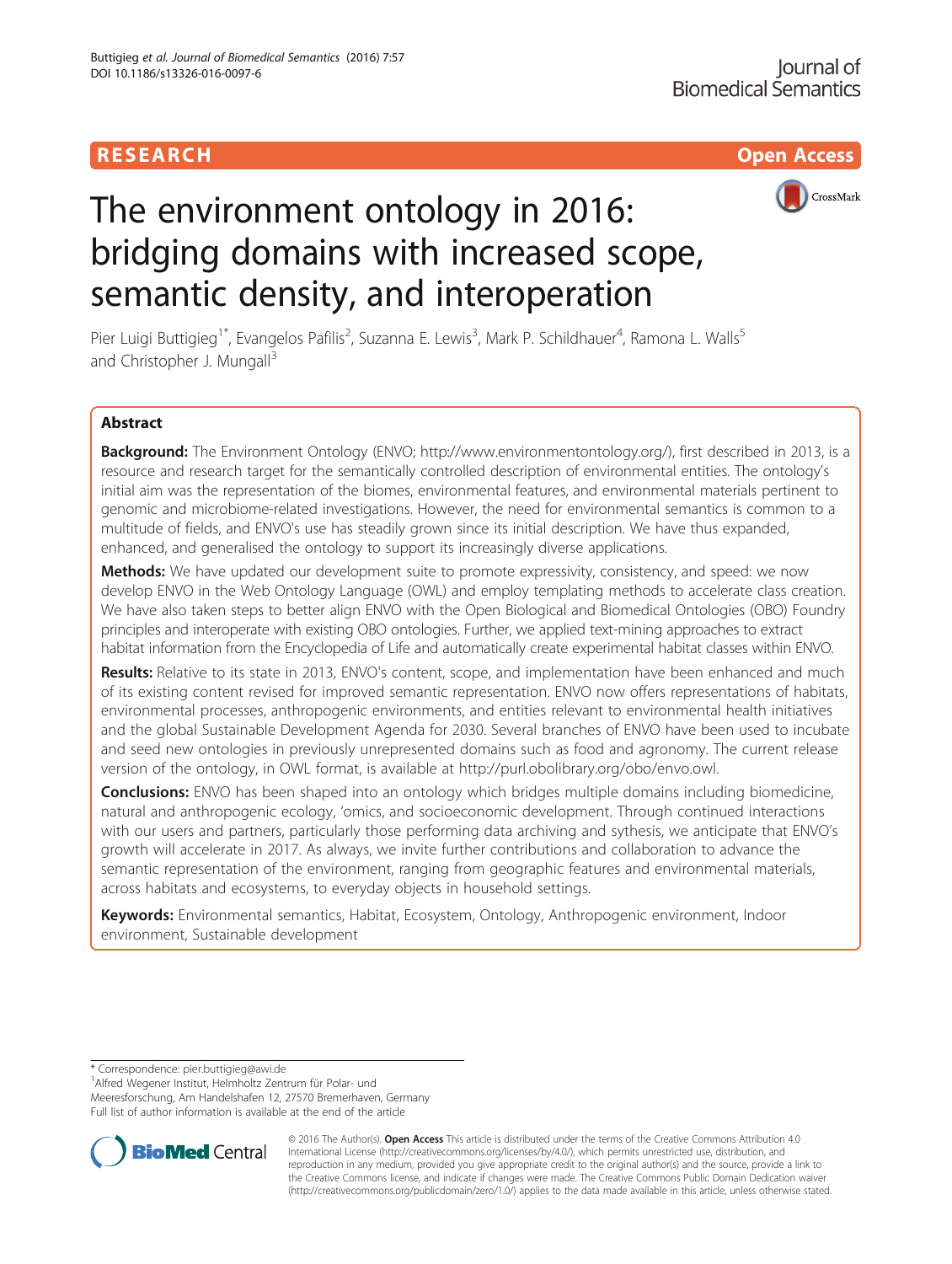RESEARCH Open Access

# The environment ontology in 2016: bridging domains with increased scope, semantic density, and interoperation

Pier Luigi Buttigieg[1*], Evangelos Pafilis[2], Suzanna E. Lewis[3], Mark P. Schildhauer[4], Ramona L. Walls[5] and Christopher J. Mungall[3]

## Abstract

**Background:** The Environment Ontology (ENVO; http://www.environmentontology.org/), first described in 2013, is a resource and research target for the semantically controlled description of environmental entities. The ontology's initial aim was the representation of the biomes, environmental features, and environmental materials pertinent to genomic and microbiome-related investigations. However, the need for environmental semantics is common to a multitude of fields, and ENVO's use has steadily grown since its initial description. We have thus expanded, enhanced, and generalised the ontology to support its increasingly diverse applications.

**Methods:** We have updated our development suite to promote expressivity, consistency, and speed: we now develop ENVO in the Web Ontology Language (OWL) and employ templating methods to accelerate class creation. We have also taken steps to better align ENVO with the Open Biological and Biomedical Ontologies (OBO) Foundry principles and interoperate with existing OBO ontologies. Further, we applied text-mining approaches to extract habitat information from the Encyclopedia of Life and automatically create experimental habitat classes within ENVO.

**Results:** Relative to its state in 2013, ENVO's content, scope, and implementation have been enhanced and much of its existing content revised for improved semantic representation. ENVO now offers representations of habitats, environmental processes, anthropogenic environments, and entities relevant to environmental health initiatives and the global Sustainable Development Agenda for 2030. Several branches of ENVO have been used to incubate and seed new ontologies in previously unrepresented domains such as food and agronomy. The current release version of the ontology, in OWL format, is available at http://purl.obolibrary.org/obo/envo.owl.

**Conclusions:** ENVO has been shaped into an ontology which bridges multiple domains including biomedicine, natural and anthropogenic ecology, 'omics, and socioeconomic development. Through continued interactions with our users and partners, particularly those performing data archiving and sythesis, we anticipate that ENVO's growth will accelerate in 2017. As always, we invite further contributions and collaboration to advance the semantic representation of the environment, ranging from geographic features and environmental materials, across habitats and ecosystems, to everyday objects in household settings.

**Keywords:** Environmental semantics, Habitat, Ecosystem, Ontology, Anthropogenic environment, Indoor environment, Sustainable development

---

* Correspondence: pier.buttigieg@awi.de
[1]Alfred Wegener Institut, Helmholtz Zentrum für Polar- und Meeresforschung, Am Handelshafen 12, 27570 Bremerhaven, Germany
Full list of author information is available at the end of the article

© 2016 The Author(s). **Open Access** This article is distributed under the terms of the Creative Commons Attribution 4.0 International License (http://creativecommons.org/licenses/by/4.0/), which permits unrestricted use, distribution, and reproduction in any medium, provided you give appropriate credit to the original author(s) and the source, provide a link to the Creative Commons license, and indicate if changes were made. The Creative Commons Public Domain Dedication waiver (http://creativecommons.org/publicdomain/zero/1.0/) applies to the data made available in this article, unless otherwise stated.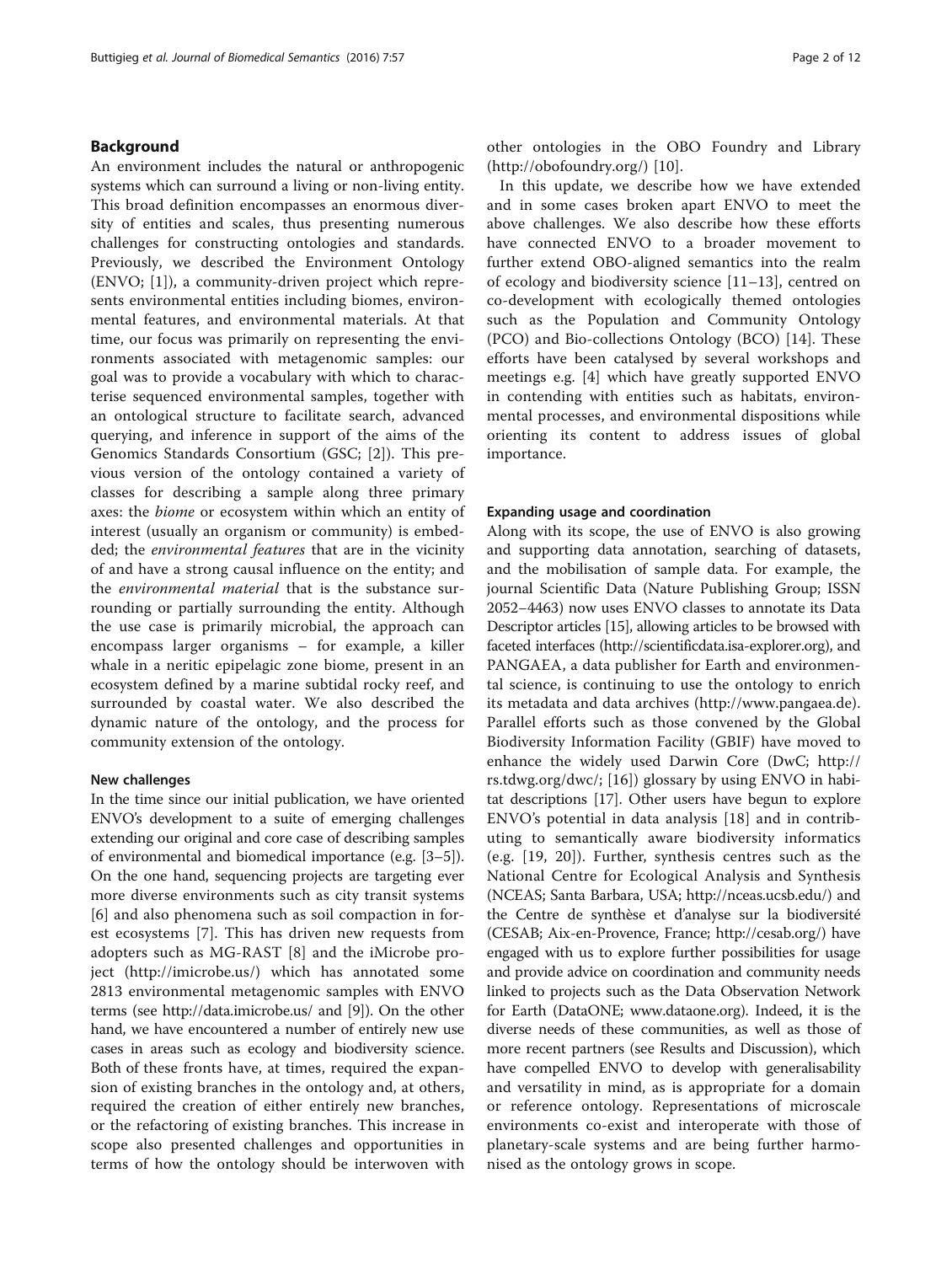## Background

An environment includes the natural or anthropogenic systems which can surround a living or non-living entity. This broad definition encompasses an enormous diversity of entities and scales, thus presenting numerous challenges for constructing ontologies and standards. Previously, we described the Environment Ontology (ENVO; [1]), a community-driven project which represents environmental entities including biomes, environmental features, and environmental materials. At that time, our focus was primarily on representing the environments associated with metagenomic samples: our goal was to provide a vocabulary with which to characterise sequenced environmental samples, together with an ontological structure to facilitate search, advanced querying, and inference in support of the aims of the Genomics Standards Consortium (GSC; [2]). This previous version of the ontology contained a variety of classes for describing a sample along three primary axes: the *biome* or ecosystem within which an entity of interest (usually an organism or community) is embedded; the *environmental features* that are in the vicinity of and have a strong causal influence on the entity; and the *environmental material* that is the substance surrounding or partially surrounding the entity. Although the use case is primarily microbial, the approach can encompass larger organisms – for example, a killer whale in a neritic epipelagic zone biome, present in an ecosystem defined by a marine subtidal rocky reef, and surrounded by coastal water. We also described the dynamic nature of the ontology, and the process for community extension of the ontology.

### New challenges

In the time since our initial publication, we have oriented ENVO's development to a suite of emerging challenges extending our original and core case of describing samples of environmental and biomedical importance (e.g. [3–5]). On the one hand, sequencing projects are targeting ever more diverse environments such as city transit systems [6] and also phenomena such as soil compaction in forest ecosystems [7]. This has driven new requests from adopters such as MG-RAST [8] and the iMicrobe project (http://imicrobe.us/) which has annotated some 2813 environmental metagenomic samples with ENVO terms (see http://data.imicrobe.us/ and [9]). On the other hand, we have encountered a number of entirely new use cases in areas such as ecology and biodiversity science. Both of these fronts have, at times, required the expansion of existing branches in the ontology and, at others, required the creation of either entirely new branches, or the refactoring of existing branches. This increase in scope also presented challenges and opportunities in terms of how the ontology should be interwoven with other ontologies in the OBO Foundry and Library (http://obofoundry.org/) [10].

In this update, we describe how we have extended and in some cases broken apart ENVO to meet the above challenges. We also describe how these efforts have connected ENVO to a broader movement to further extend OBO-aligned semantics into the realm of ecology and biodiversity science [11–13], centred on co-development with ecologically themed ontologies such as the Population and Community Ontology (PCO) and Bio-collections Ontology (BCO) [14]. These efforts have been catalysed by several workshops and meetings e.g. [4] which have greatly supported ENVO in contending with entities such as habitats, environmental processes, and environmental dispositions while orienting its content to address issues of global importance.

### Expanding usage and coordination

Along with its scope, the use of ENVO is also growing and supporting data annotation, searching of datasets, and the mobilisation of sample data. For example, the journal Scientific Data (Nature Publishing Group; ISSN 2052–4463) now uses ENVO classes to annotate its Data Descriptor articles [15], allowing articles to be browsed with faceted interfaces (http://scientificdata.isa-explorer.org), and PANGAEA, a data publisher for Earth and environmental science, is continuing to use the ontology to enrich its metadata and data archives (http://www.pangaea.de). Parallel efforts such as those convened by the Global Biodiversity Information Facility (GBIF) have moved to enhance the widely used Darwin Core (DwC; http://rs.tdwg.org/dwc/; [16]) glossary by using ENVO in habitat descriptions [17]. Other users have begun to explore ENVO's potential in data analysis [18] and in contributing to semantically aware biodiversity informatics (e.g. [19, 20]). Further, synthesis centres such as the National Centre for Ecological Analysis and Synthesis (NCEAS; Santa Barbara, USA; http://nceas.ucsb.edu/) and the Centre de synthèse et d'analyse sur la biodiversité (CESAB; Aix-en-Provence, France; http://cesab.org/) have engaged with us to explore further possibilities for usage and provide advice on coordination and community needs linked to projects such as the Data Observation Network for Earth (DataONE; www.dataone.org). Indeed, it is the diverse needs of these communities, as well as those of more recent partners (see Results and Discussion), which have compelled ENVO to develop with generalisability and versatility in mind, as is appropriate for a domain or reference ontology. Representations of microscale environments co-exist and interoperate with those of planetary-scale systems and are being further harmonised as the ontology grows in scope.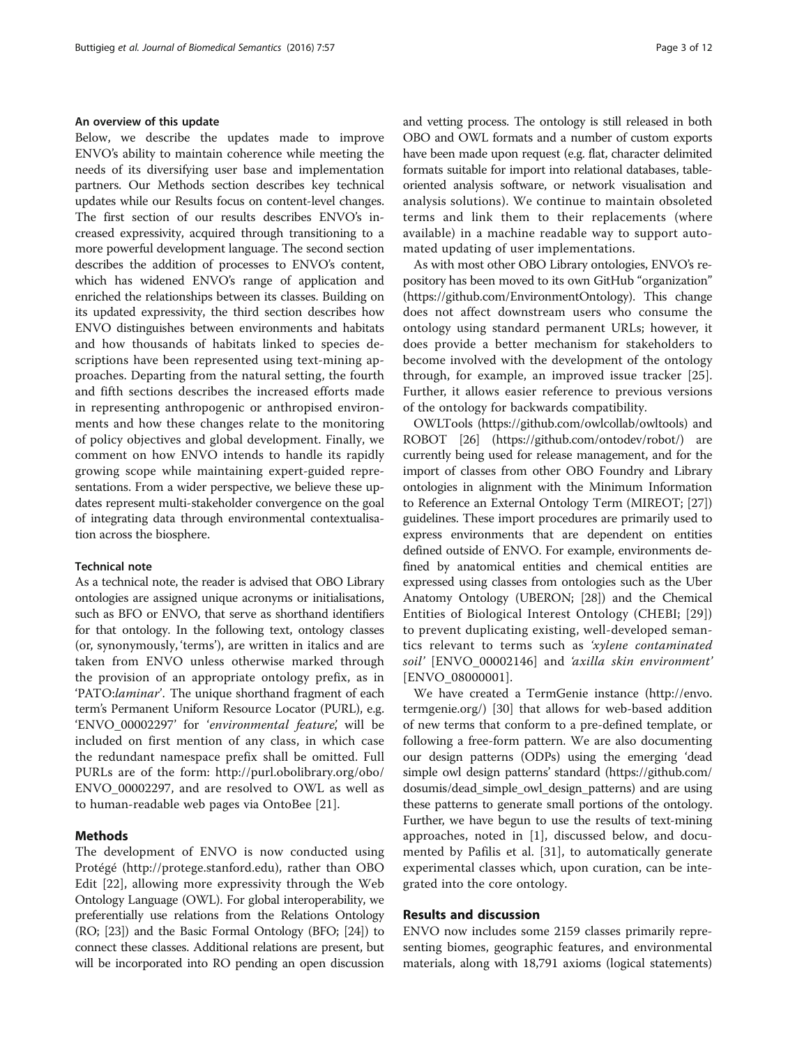### An overview of this update

Below, we describe the updates made to improve ENVO's ability to maintain coherence while meeting the needs of its diversifying user base and implementation partners. Our Methods section describes key technical updates while our Results focus on content-level changes. The first section of our results describes ENVO's increased expressivity, acquired through transitioning to a more powerful development language. The second section describes the addition of processes to ENVO's content, which has widened ENVO's range of application and enriched the relationships between its classes. Building on its updated expressivity, the third section describes how ENVO distinguishes between environments and habitats and how thousands of habitats linked to species descriptions have been represented using text-mining approaches. Departing from the natural setting, the fourth and fifth sections describes the increased efforts made in representing anthropogenic or anthropised environments and how these changes relate to the monitoring of policy objectives and global development. Finally, we comment on how ENVO intends to handle its rapidly growing scope while maintaining expert-guided representations. From a wider perspective, we believe these updates represent multi-stakeholder convergence on the goal of integrating data through environmental contextualisation across the biosphere.

### Technical note

As a technical note, the reader is advised that OBO Library ontologies are assigned unique acronyms or initialisations, such as BFO or ENVO, that serve as shorthand identifiers for that ontology. In the following text, ontology classes (or, synonymously, 'terms'), are written in italics and are taken from ENVO unless otherwise marked through the provision of an appropriate ontology prefix, as in 'PATO:*laminar*'. The unique shorthand fragment of each term's Permanent Uniform Resource Locator (PURL), e.g. 'ENVO_00002297' for '*environmental feature*', will be included on first mention of any class, in which case the redundant namespace prefix shall be omitted. Full PURLs are of the form: http://purl.obolibrary.org/obo/ENVO_00002297, and are resolved to OWL as well as to human-readable web pages via OntoBee [21].

## Methods

The development of ENVO is now conducted using Protégé (http://protege.stanford.edu), rather than OBO Edit [22], allowing more expressivity through the Web Ontology Language (OWL). For global interoperability, we preferentially use relations from the Relations Ontology (RO; [23]) and the Basic Formal Ontology (BFO; [24]) to connect these classes. Additional relations are present, but will be incorporated into RO pending an open discussion and vetting process. The ontology is still released in both OBO and OWL formats and a number of custom exports have been made upon request (e.g. flat, character delimited formats suitable for import into relational databases, table-oriented analysis software, or network visualisation and analysis solutions). We continue to maintain obsoleted terms and link them to their replacements (where available) in a machine readable way to support automated updating of user implementations.

As with most other OBO Library ontologies, ENVO's repository has been moved to its own GitHub "organization" (https://github.com/EnvironmentOntology). This change does not affect downstream users who consume the ontology using standard permanent URLs; however, it does provide a better mechanism for stakeholders to become involved with the development of the ontology through, for example, an improved issue tracker [25]. Further, it allows easier reference to previous versions of the ontology for backwards compatibility.

OWLTools (https://github.com/owlcollab/owltools) and ROBOT [26] (https://github.com/ontodev/robot/) are currently being used for release management, and for the import of classes from other OBO Foundry and Library ontologies in alignment with the Minimum Information to Reference an External Ontology Term (MIREOT; [27]) guidelines. These import procedures are primarily used to express environments that are dependent on entities defined outside of ENVO. For example, environments defined by anatomical entities and chemical entities are expressed using classes from ontologies such as the Uber Anatomy Ontology (UBERON; [28]) and the Chemical Entities of Biological Interest Ontology (CHEBI; [29]) to prevent duplicating existing, well-developed semantics relevant to terms such as '*xylene contaminated soil*' [ENVO_00002146] and '*axilla skin environment*' [ENVO_08000001].

We have created a TermGenie instance (http://envo.termgenie.org/) [30] that allows for web-based addition of new terms that conform to a pre-defined template, or following a free-form pattern. We are also documenting our design patterns (ODPs) using the emerging 'dead simple owl design patterns' standard (https://github.com/dosumis/dead_simple_owl_design_patterns) and are using these patterns to generate small portions of the ontology. Further, we have begun to use the results of text-mining approaches, noted in [1], discussed below, and documented by Pafilis et al. [31], to automatically generate experimental classes which, upon curation, can be integrated into the core ontology.

## Results and discussion

ENVO now includes some 2159 classes primarily representing biomes, geographic features, and environmental materials, along with 18,791 axioms (logical statements)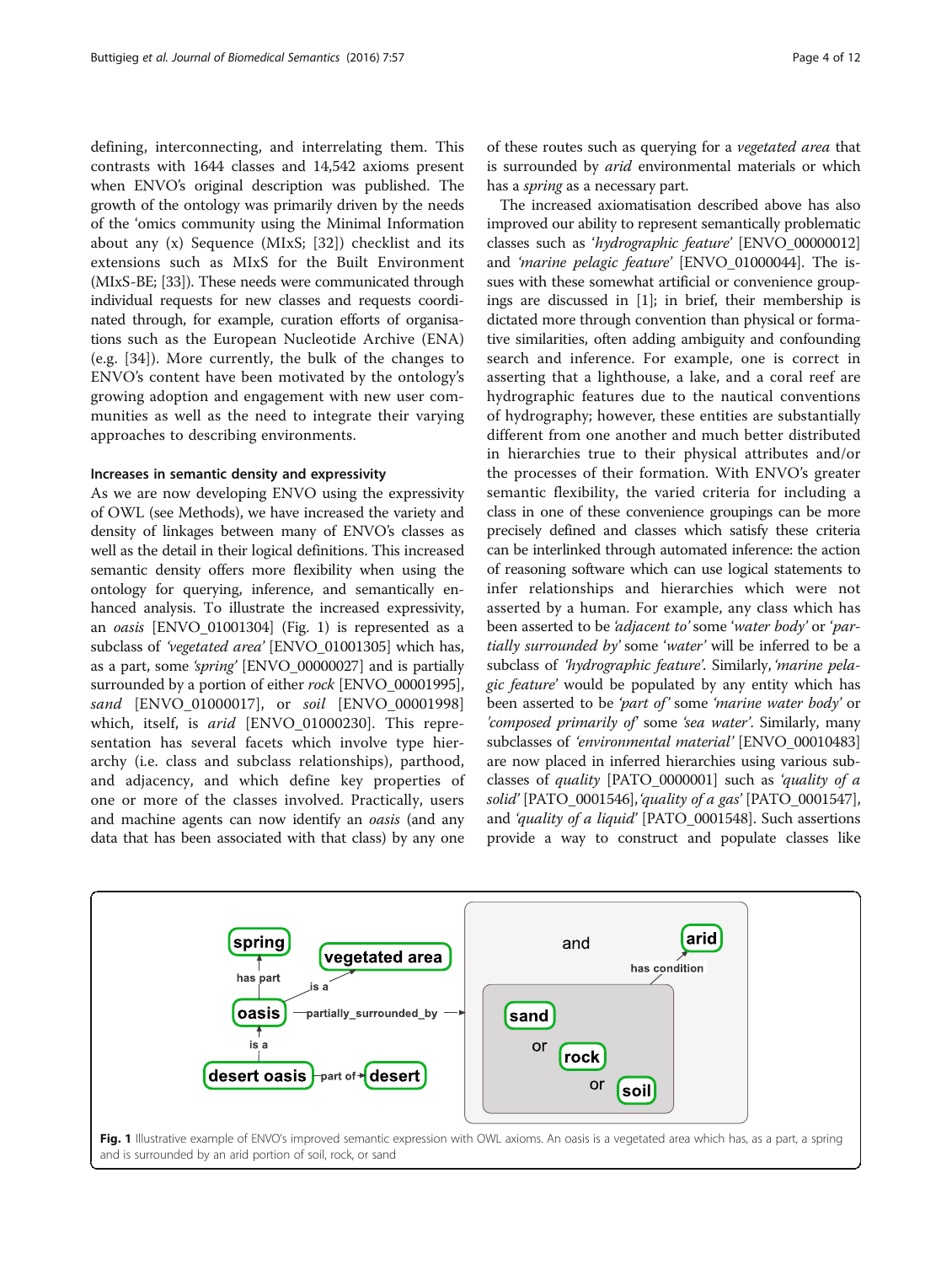defining, interconnecting, and interrelating them. This contrasts with 1644 classes and 14,542 axioms present when ENVO's original description was published. The growth of the ontology was primarily driven by the needs of the 'omics community using the Minimal Information about any (x) Sequence (MIxS; [32]) checklist and its extensions such as MIxS for the Built Environment (MIxS-BE; [33]). These needs were communicated through individual requests for new classes and requests coordinated through, for example, curation efforts of organisations such as the European Nucleotide Archive (ENA) (e.g. [34]). More currently, the bulk of the changes to ENVO's content have been motivated by the ontology's growing adoption and engagement with new user communities as well as the need to integrate their varying approaches to describing environments.

### Increases in semantic density and expressivity

As we are now developing ENVO using the expressivity of OWL (see Methods), we have increased the variety and density of linkages between many of ENVO's classes as well as the detail in their logical definitions. This increased semantic density offers more flexibility when using the ontology for querying, inference, and semantically enhanced analysis. To illustrate the increased expressivity, an *oasis* [ENVO_01001304] (Fig. 1) is represented as a subclass of *'vegetated area'* [ENVO_01001305] which has, as a part, some *'spring'* [ENVO_00000027] and is partially surrounded by a portion of either *rock* [ENVO_00001995], *sand* [ENVO_01000017], or *soil* [ENVO_00001998] which, itself, is *arid* [ENVO_01000230]. This representation has several facets which involve type hierarchy (i.e. class and subclass relationships), parthood, and adjacency, and which define key properties of one or more of the classes involved. Practically, users and machine agents can now identify an *oasis* (and any data that has been associated with that class) by any one of these routes such as querying for a *vegetated area* that is surrounded by *arid* environmental materials or which has a *spring* as a necessary part.

The increased axiomatisation described above has also improved our ability to represent semantically problematic classes such as *'hydrographic feature'* [ENVO_00000012] and *'marine pelagic feature'* [ENVO_01000044]. The issues with these somewhat artificial or convenience groupings are discussed in [1]; in brief, their membership is dictated more through convention than physical or formative similarities, often adding ambiguity and confounding search and inference. For example, one is correct in asserting that a lighthouse, a lake, and a coral reef are hydrographic features due to the nautical conventions of hydrography; however, these entities are substantially different from one another and much better distributed in hierarchies true to their physical attributes and/or the processes of their formation. With ENVO's greater semantic flexibility, the varied criteria for including a class in one of these convenience groupings can be more precisely defined and classes which satisfy these criteria can be interlinked through automated inference: the action of reasoning software which can use logical statements to infer relationships and hierarchies which were not asserted by a human. For example, any class which has been asserted to be *'adjacent to'* some *'water body'* or *'partially surrounded by'* some *'water'* will be inferred to be a subclass of *'hydrographic feature'*. Similarly, *'marine pelagic feature'* would be populated by any entity which has been asserted to be *'part of'* some *'marine water body'* or *'composed primarily of'* some *'sea water'*. Similarly, many subclasses of *'environmental material'* [ENVO_00010483] are now placed in inferred hierarchies using various subclasses of *quality* [PATO_0000001] such as *'quality of a solid'* [PATO_0001546], *'quality of a gas'* [PATO_0001547], and *'quality of a liquid'* [PATO_0001548]. Such assertions provide a way to construct and populate classes like

**Fig. 1** Illustrative example of ENVO's improved semantic expression with OWL axioms. An oasis is a vegetated area which has, as a part, a spring and is surrounded by an arid portion of soil, rock, or sand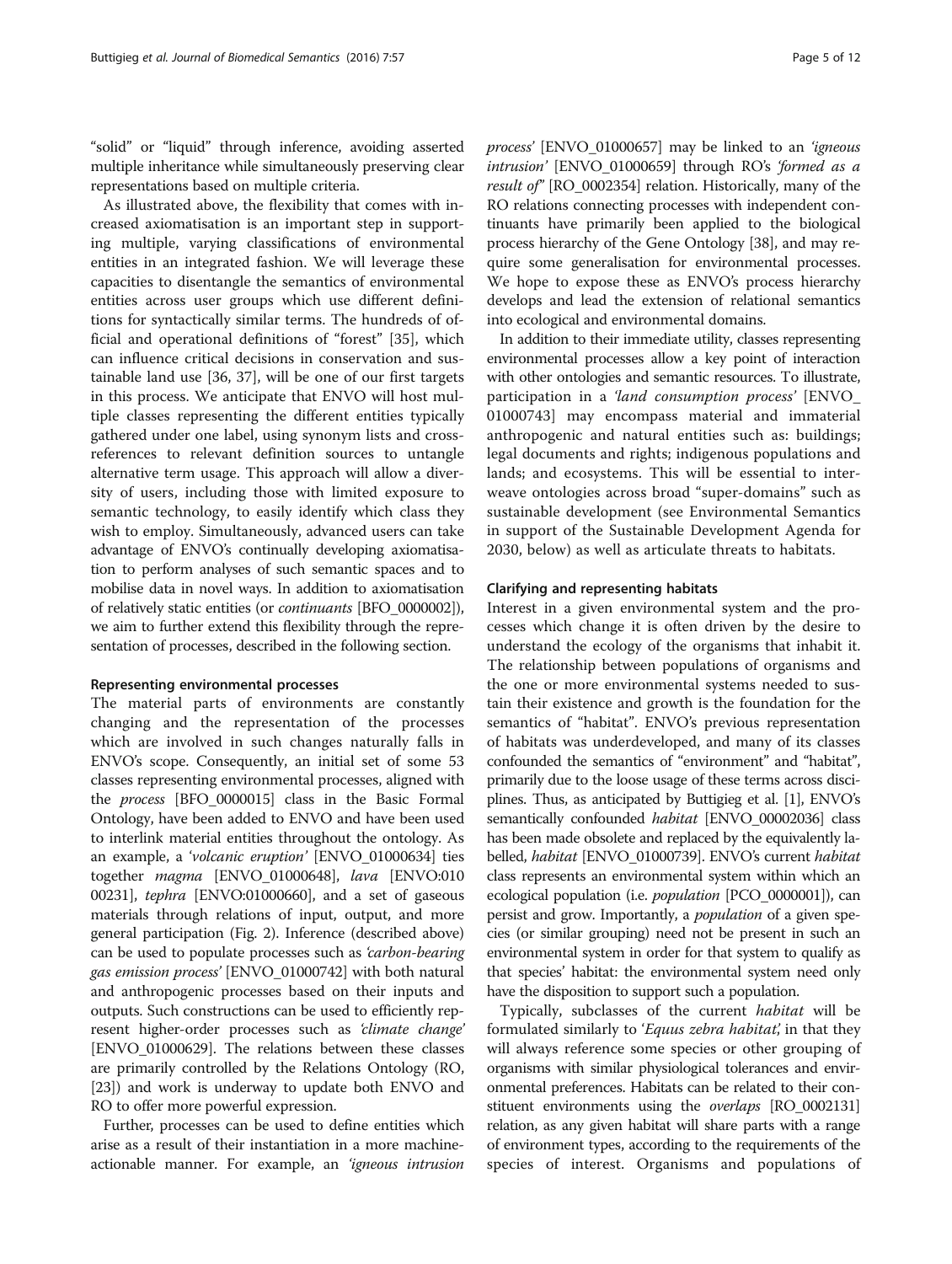"solid" or "liquid" through inference, avoiding asserted multiple inheritance while simultaneously preserving clear representations based on multiple criteria.

As illustrated above, the flexibility that comes with increased axiomatisation is an important step in supporting multiple, varying classifications of environmental entities in an integrated fashion. We will leverage these capacities to disentangle the semantics of environmental entities across user groups which use different definitions for syntactically similar terms. The hundreds of official and operational definitions of "forest" [35], which can influence critical decisions in conservation and sustainable land use [36, 37], will be one of our first targets in this process. We anticipate that ENVO will host multiple classes representing the different entities typically gathered under one label, using synonym lists and cross-references to relevant definition sources to untangle alternative term usage. This approach will allow a diversity of users, including those with limited exposure to semantic technology, to easily identify which class they wish to employ. Simultaneously, advanced users can take advantage of ENVO's continually developing axiomatisation to perform analyses of such semantic spaces and to mobilise data in novel ways. In addition to axiomatisation of relatively static entities (or *continuants* [BFO_0000002]), we aim to further extend this flexibility through the representation of processes, described in the following section.

#### Representing environmental processes

The material parts of environments are constantly changing and the representation of the processes which are involved in such changes naturally falls in ENVO's scope. Consequently, an initial set of some 53 classes representing environmental processes, aligned with the *process* [BFO_0000015] class in the Basic Formal Ontology, have been added to ENVO and have been used to interlink material entities throughout the ontology. As an example, a *'volcanic eruption'* [ENVO_01000634] ties together *magma* [ENVO_01000648], *lava* [ENVO:01000231], *tephra* [ENVO:01000660], and a set of gaseous materials through relations of input, output, and more general participation (Fig. 2). Inference (described above) can be used to populate processes such as *'carbon-bearing gas emission process'* [ENVO_01000742] with both natural and anthropogenic processes based on their inputs and outputs. Such constructions can be used to efficiently represent higher-order processes such as *'climate change'* [ENVO_01000629]. The relations between these classes are primarily controlled by the Relations Ontology (RO, [23]) and work is underway to update both ENVO and RO to offer more powerful expression.

Further, processes can be used to define entities which arise as a result of their instantiation in a more machine-actionable manner. For example, an *'igneous intrusion process'* [ENVO_01000657] may be linked to an *'igneous intrusion'* [ENVO_01000659] through RO's *'formed as a result of'* [RO_0002354] relation. Historically, many of the RO relations connecting processes with independent continuants have primarily been applied to the biological process hierarchy of the Gene Ontology [38], and may require some generalisation for environmental processes. We hope to expose these as ENVO's process hierarchy develops and lead the extension of relational semantics into ecological and environmental domains.

In addition to their immediate utility, classes representing environmental processes allow a key point of interaction with other ontologies and semantic resources. To illustrate, participation in a *'land consumption process'* [ENVO_01000743] may encompass material and immaterial anthropogenic and natural entities such as: buildings; legal documents and rights; indigenous populations and lands; and ecosystems. This will be essential to interweave ontologies across broad "super-domains" such as sustainable development (see Environmental Semantics in support of the Sustainable Development Agenda for 2030, below) as well as articulate threats to habitats.

#### Clarifying and representing habitats

Interest in a given environmental system and the processes which change it is often driven by the desire to understand the ecology of the organisms that inhabit it. The relationship between populations of organisms and the one or more environmental systems needed to sustain their existence and growth is the foundation for the semantics of "habitat". ENVO's previous representation of habitats was underdeveloped, and many of its classes confounded the semantics of "environment" and "habitat", primarily due to the loose usage of these terms across disciplines. Thus, as anticipated by Buttigieg et al. [1], ENVO's semantically confounded *habitat* [ENVO_00002036] class has been made obsolete and replaced by the equivalently labelled, *habitat* [ENVO_01000739]. ENVO's current *habitat* class represents an environmental system within which an ecological population (i.e. *population* [PCO_0000001]), can persist and grow. Importantly, a *population* of a given species (or similar grouping) need not be present in such an environmental system in order for that system to qualify as that species' habitat: the environmental system need only have the disposition to support such a population.

Typically, subclasses of the current *habitat* will be formulated similarly to *'Equus zebra habitat',* in that they will always reference some species or other grouping of organisms with similar physiological tolerances and environmental preferences. Habitats can be related to their constituent environments using the *overlaps* [RO_0002131] relation, as any given habitat will share parts with a range of environment types, according to the requirements of the species of interest. Organisms and populations of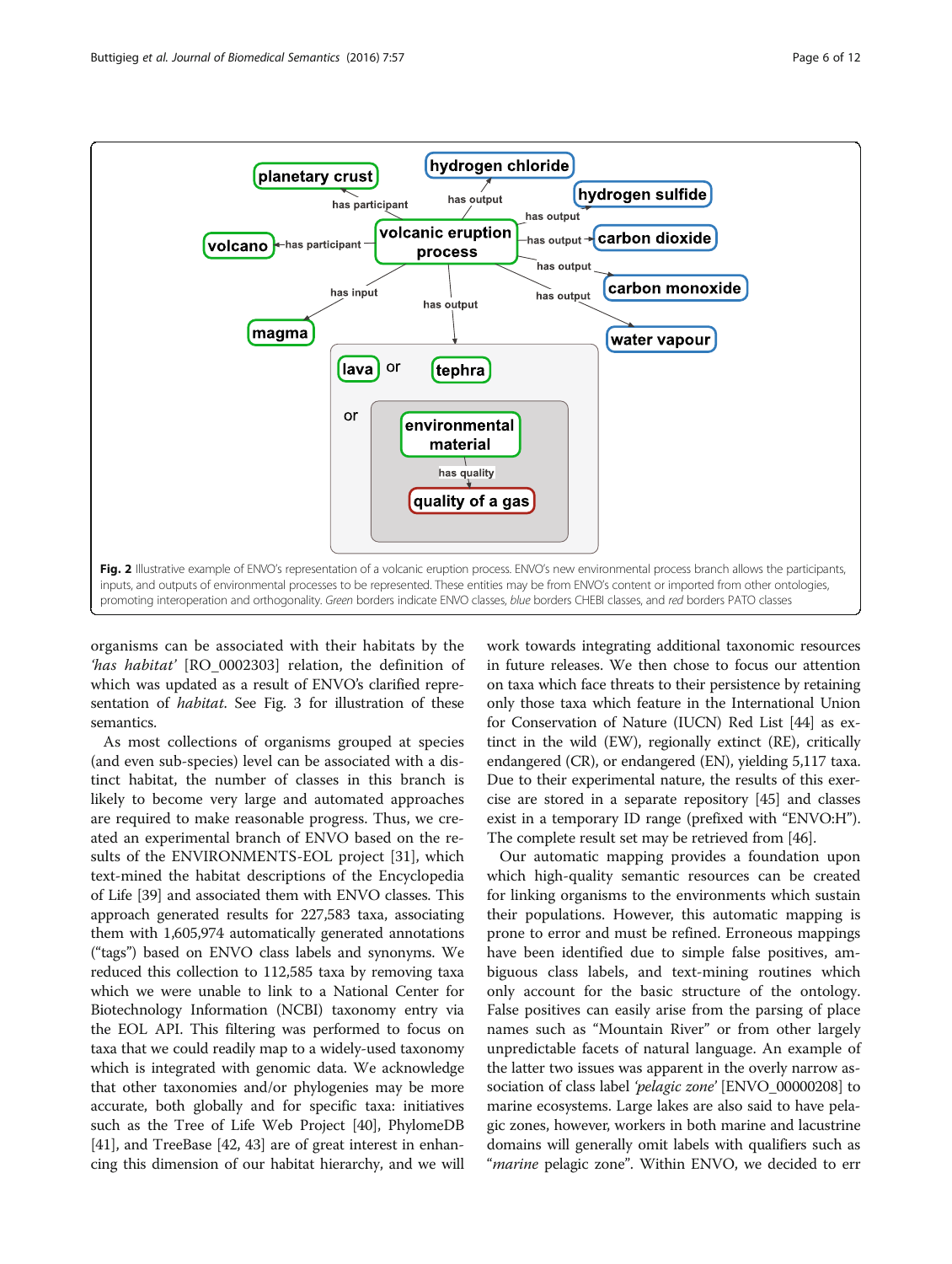Fig. 2 Illustrative example of ENVO's representation of a volcanic eruption process. ENVO's new environmental process branch allows the participants, inputs, and outputs of environmental processes to be represented. These entities may be from ENVO's content or imported from other ontologies, promoting interoperation and orthogonality. *Green* borders indicate ENVO classes, *blue* borders CHEBI classes, and *red* borders PATO classes

organisms can be associated with their habitats by the *'has habitat'* [RO_0002303] relation, the definition of which was updated as a result of ENVO's clarified representation of *habitat*. See Fig. 3 for illustration of these semantics.

As most collections of organisms grouped at species (and even sub-species) level can be associated with a distinct habitat, the number of classes in this branch is likely to become very large and automated approaches are required to make reasonable progress. Thus, we created an experimental branch of ENVO based on the results of the ENVIRONMENTS-EOL project [31], which text-mined the habitat descriptions of the Encyclopedia of Life [39] and associated them with ENVO classes. This approach generated results for 227,583 taxa, associating them with 1,605,974 automatically generated annotations ("tags") based on ENVO class labels and synonyms. We reduced this collection to 112,585 taxa by removing taxa which we were unable to link to a National Center for Biotechnology Information (NCBI) taxonomy entry via the EOL API. This filtering was performed to focus on taxa that we could readily map to a widely-used taxonomy which is integrated with genomic data. We acknowledge that other taxonomies and/or phylogenies may be more accurate, both globally and for specific taxa: initiatives such as the Tree of Life Web Project [40], PhylomeDB [41], and TreeBase [42, 43] are of great interest in enhancing this dimension of our habitat hierarchy, and we will work towards integrating additional taxonomic resources in future releases. We then chose to focus our attention on taxa which face threats to their persistence by retaining only those taxa which feature in the International Union for Conservation of Nature (IUCN) Red List [44] as extinct in the wild (EW), regionally extinct (RE), critically endangered (CR), or endangered (EN), yielding 5,117 taxa. Due to their experimental nature, the results of this exercise are stored in a separate repository [45] and classes exist in a temporary ID range (prefixed with "ENVO:H"). The complete result set may be retrieved from [46].

Our automatic mapping provides a foundation upon which high-quality semantic resources can be created for linking organisms to the environments which sustain their populations. However, this automatic mapping is prone to error and must be refined. Erroneous mappings have been identified due to simple false positives, ambiguous class labels, and text-mining routines which only account for the basic structure of the ontology. False positives can easily arise from the parsing of place names such as "Mountain River" or from other largely unpredictable facets of natural language. An example of the latter two issues was apparent in the overly narrow association of class label *'pelagic zone'* [ENVO_00000208] to marine ecosystems. Large lakes are also said to have pelagic zones, however, workers in both marine and lacustrine domains will generally omit labels with qualifiers such as "*marine* pelagic zone". Within ENVO, we decided to err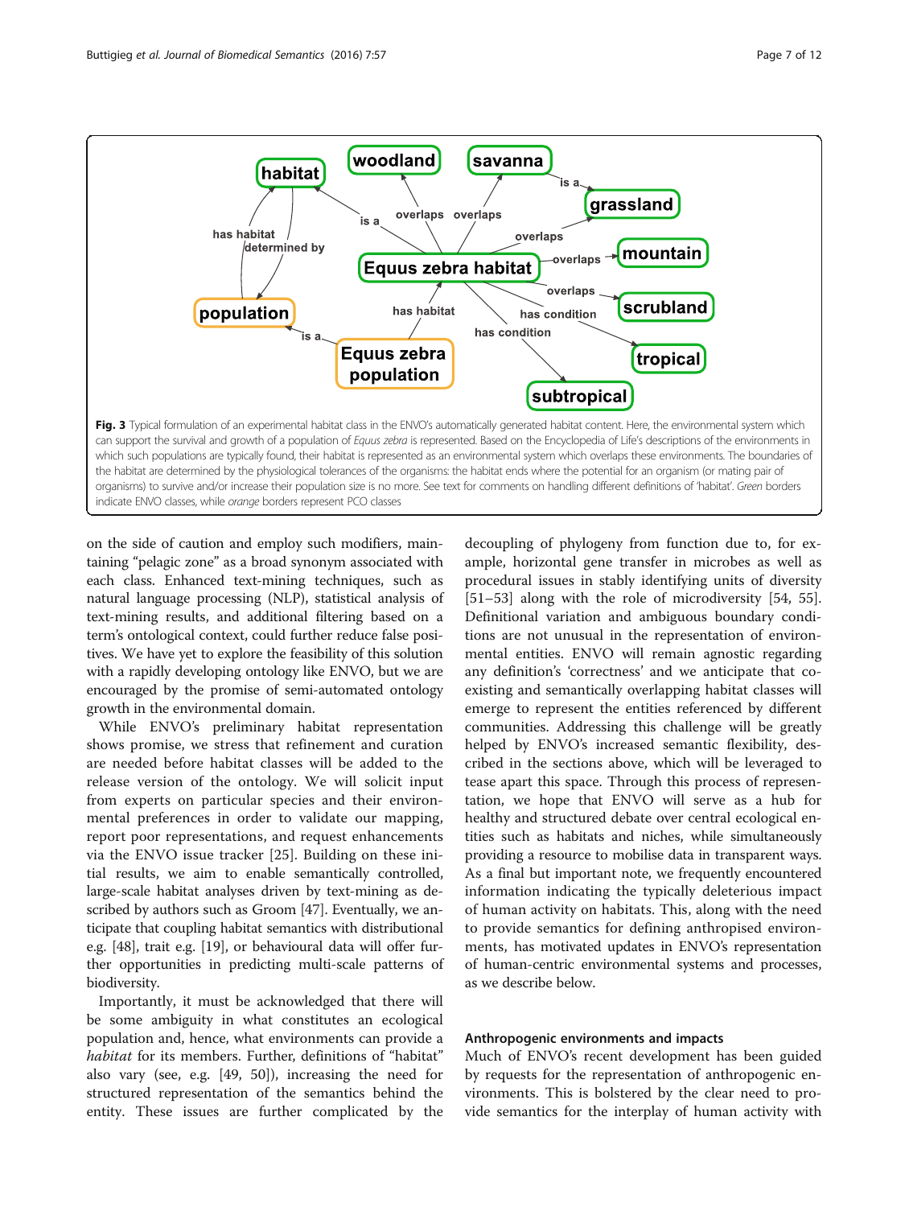**Fig. 3** Typical formulation of an experimental habitat class in the ENVO's automatically generated habitat content. Here, the environmental system which can support the survival and growth of a population of *Equus zebra* is represented. Based on the Encyclopedia of Life's descriptions of the environments in which such populations are typically found, their habitat is represented as an environmental system which overlaps these environments. The boundaries of the habitat are determined by the physiological tolerances of the organisms: the habitat ends where the potential for an organism (or mating pair of organisms) to survive and/or increase their population size is no more. See text for comments on handling different definitions of 'habitat'. *Green* borders indicate ENVO classes, while *orange* borders represent PCO classes

on the side of caution and employ such modifiers, maintaining "pelagic zone" as a broad synonym associated with each class. Enhanced text-mining techniques, such as natural language processing (NLP), statistical analysis of text-mining results, and additional filtering based on a term's ontological context, could further reduce false positives. We have yet to explore the feasibility of this solution with a rapidly developing ontology like ENVO, but we are encouraged by the promise of semi-automated ontology growth in the environmental domain.

While ENVO's preliminary habitat representation shows promise, we stress that refinement and curation are needed before habitat classes will be added to the release version of the ontology. We will solicit input from experts on particular species and their environmental preferences in order to validate our mapping, report poor representations, and request enhancements via the ENVO issue tracker [25]. Building on these initial results, we aim to enable semantically controlled, large-scale habitat analyses driven by text-mining as described by authors such as Groom [47]. Eventually, we anticipate that coupling habitat semantics with distributional e.g. [48], trait e.g. [19], or behavioural data will offer further opportunities in predicting multi-scale patterns of biodiversity.

Importantly, it must be acknowledged that there will be some ambiguity in what constitutes an ecological population and, hence, what environments can provide a *habitat* for its members. Further, definitions of "habitat" also vary (see, e.g. [49, 50]), increasing the need for structured representation of the semantics behind the entity. These issues are further complicated by the decoupling of phylogeny from function due to, for example, horizontal gene transfer in microbes as well as procedural issues in stably identifying units of diversity [51–53] along with the role of microdiversity [54, 55]. Definitional variation and ambiguous boundary conditions are not unusual in the representation of environmental entities. ENVO will remain agnostic regarding any definition's 'correctness' and we anticipate that co-existing and semantically overlapping habitat classes will emerge to represent the entities referenced by different communities. Addressing this challenge will be greatly helped by ENVO's increased semantic flexibility, described in the sections above, which will be leveraged to tease apart this space. Through this process of representation, we hope that ENVO will serve as a hub for healthy and structured debate over central ecological entities such as habitats and niches, while simultaneously providing a resource to mobilise data in transparent ways. As a final but important note, we frequently encountered information indicating the typically deleterious impact of human activity on habitats. This, along with the need to provide semantics for defining anthropised environments, has motivated updates in ENVO's representation of human-centric environmental systems and processes, as we describe below.

### Anthropogenic environments and impacts

Much of ENVO's recent development has been guided by requests for the representation of anthropogenic environments. This is bolstered by the clear need to provide semantics for the interplay of human activity with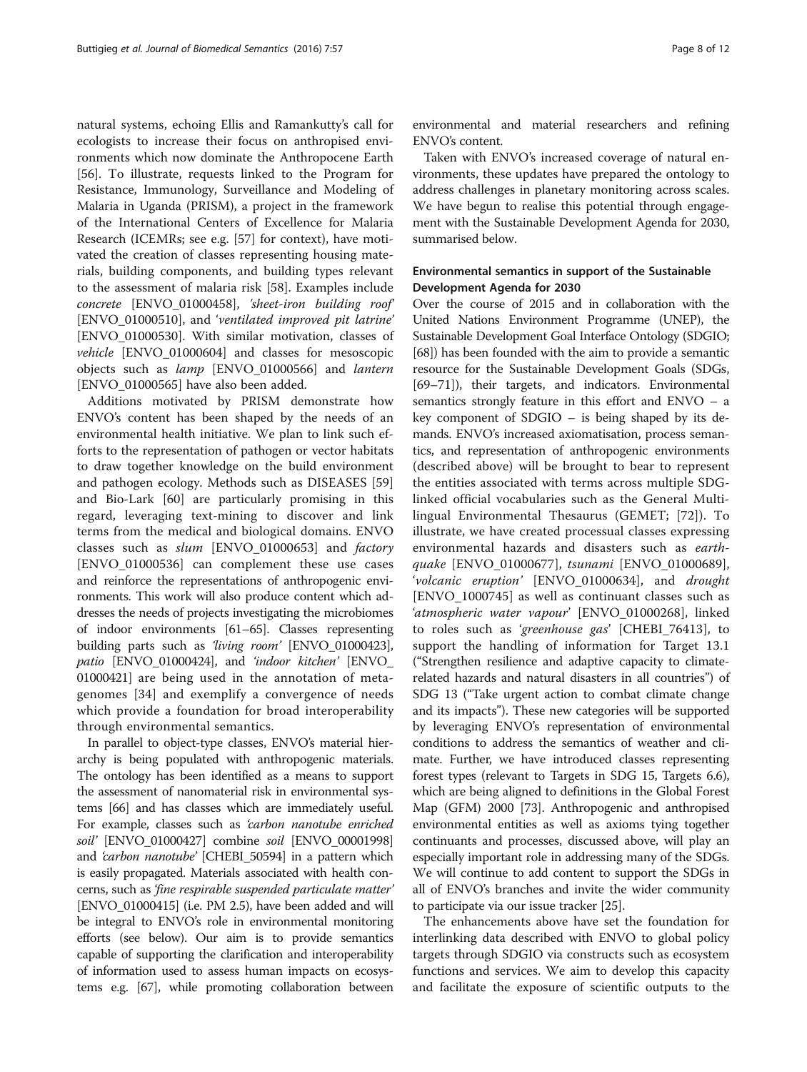natural systems, echoing Ellis and Ramankutty's call for ecologists to increase their focus on anthropised environments which now dominate the Anthropocene Earth [56]. To illustrate, requests linked to the Program for Resistance, Immunology, Surveillance and Modeling of Malaria in Uganda (PRISM), a project in the framework of the International Centers of Excellence for Malaria Research (ICEMRs; see e.g. [57] for context), have motivated the creation of classes representing housing materials, building components, and building types relevant to the assessment of malaria risk [58]. Examples include *concrete* [ENVO_01000458], *'sheet-iron building roof'* [ENVO_01000510], and *'ventilated improved pit latrine'* [ENVO_01000530]. With similar motivation, classes of *vehicle* [ENVO_01000604] and classes for mesoscopic objects such as *lamp* [ENVO_01000566] and *lantern* [ENVO_01000565] have also been added.

Additions motivated by PRISM demonstrate how ENVO's content has been shaped by the needs of an environmental health initiative. We plan to link such efforts to the representation of pathogen or vector habitats to draw together knowledge on the build environment and pathogen ecology. Methods such as DISEASES [59] and Bio-Lark [60] are particularly promising in this regard, leveraging text-mining to discover and link terms from the medical and biological domains. ENVO classes such as *slum* [ENVO_01000653] and *factory* [ENVO_01000536] can complement these use cases and reinforce the representations of anthropogenic environments. This work will also produce content which addresses the needs of projects investigating the microbiomes of indoor environments [61–65]. Classes representing building parts such as *'living room'* [ENVO_01000423], *patio* [ENVO_01000424], and *'indoor kitchen'* [ENVO_01000421] are being used in the annotation of metagenomes [34] and exemplify a convergence of needs which provide a foundation for broad interoperability through environmental semantics.

In parallel to object-type classes, ENVO's material hierarchy is being populated with anthropogenic materials. The ontology has been identified as a means to support the assessment of nanomaterial risk in environmental systems [66] and has classes which are immediately useful. For example, classes such as *'carbon nanotube enriched soil'* [ENVO_01000427] combine *soil* [ENVO_00001998] and *'carbon nanotube'* [CHEBI_50594] in a pattern which is easily propagated. Materials associated with health concerns, such as *'fine respirable suspended particulate matter'* [ENVO_01000415] (i.e. PM 2.5), have been added and will be integral to ENVO's role in environmental monitoring efforts (see below). Our aim is to provide semantics capable of supporting the clarification and interoperability of information used to assess human impacts on ecosystems e.g. [67], while promoting collaboration between environmental and material researchers and refining ENVO's content.

Taken with ENVO's increased coverage of natural environments, these updates have prepared the ontology to address challenges in planetary monitoring across scales. We have begun to realise this potential through engagement with the Sustainable Development Agenda for 2030, summarised below.

### Environmental semantics in support of the Sustainable Development Agenda for 2030

Over the course of 2015 and in collaboration with the United Nations Environment Programme (UNEP), the Sustainable Development Goal Interface Ontology (SDGIO; [68]) has been founded with the aim to provide a semantic resource for the Sustainable Development Goals (SDGs, [69–71]), their targets, and indicators. Environmental semantics strongly feature in this effort and ENVO – a key component of SDGIO – is being shaped by its demands. ENVO's increased axiomatisation, process semantics, and representation of anthropogenic environments (described above) will be brought to bear to represent the entities associated with terms across multiple SDG-linked official vocabularies such as the General Multilingual Environmental Thesaurus (GEMET; [72]). To illustrate, we have created processual classes expressing environmental hazards and disasters such as *earthquake* [ENVO_01000677], *tsunami* [ENVO_01000689], *'volcanic eruption'* [ENVO_01000634], and *drought* [ENVO_1000745] as well as continuant classes such as *'atmospheric water vapour'* [ENVO_01000268], linked to roles such as *'greenhouse gas'* [CHEBI_76413], to support the handling of information for Target 13.1 ("Strengthen resilience and adaptive capacity to climate-related hazards and natural disasters in all countries") of SDG 13 ("Take urgent action to combat climate change and its impacts"). These new categories will be supported by leveraging ENVO's representation of environmental conditions to address the semantics of weather and climate. Further, we have introduced classes representing forest types (relevant to Targets in SDG 15, Targets 6.6), which are being aligned to definitions in the Global Forest Map (GFM) 2000 [73]. Anthropogenic and anthropised environmental entities as well as axioms tying together continuants and processes, discussed above, will play an especially important role in addressing many of the SDGs. We will continue to add content to support the SDGs in all of ENVO's branches and invite the wider community to participate via our issue tracker [25].

The enhancements above have set the foundation for interlinking data described with ENVO to global policy targets through SDGIO via constructs such as ecosystem functions and services. We aim to develop this capacity and facilitate the exposure of scientific outputs to the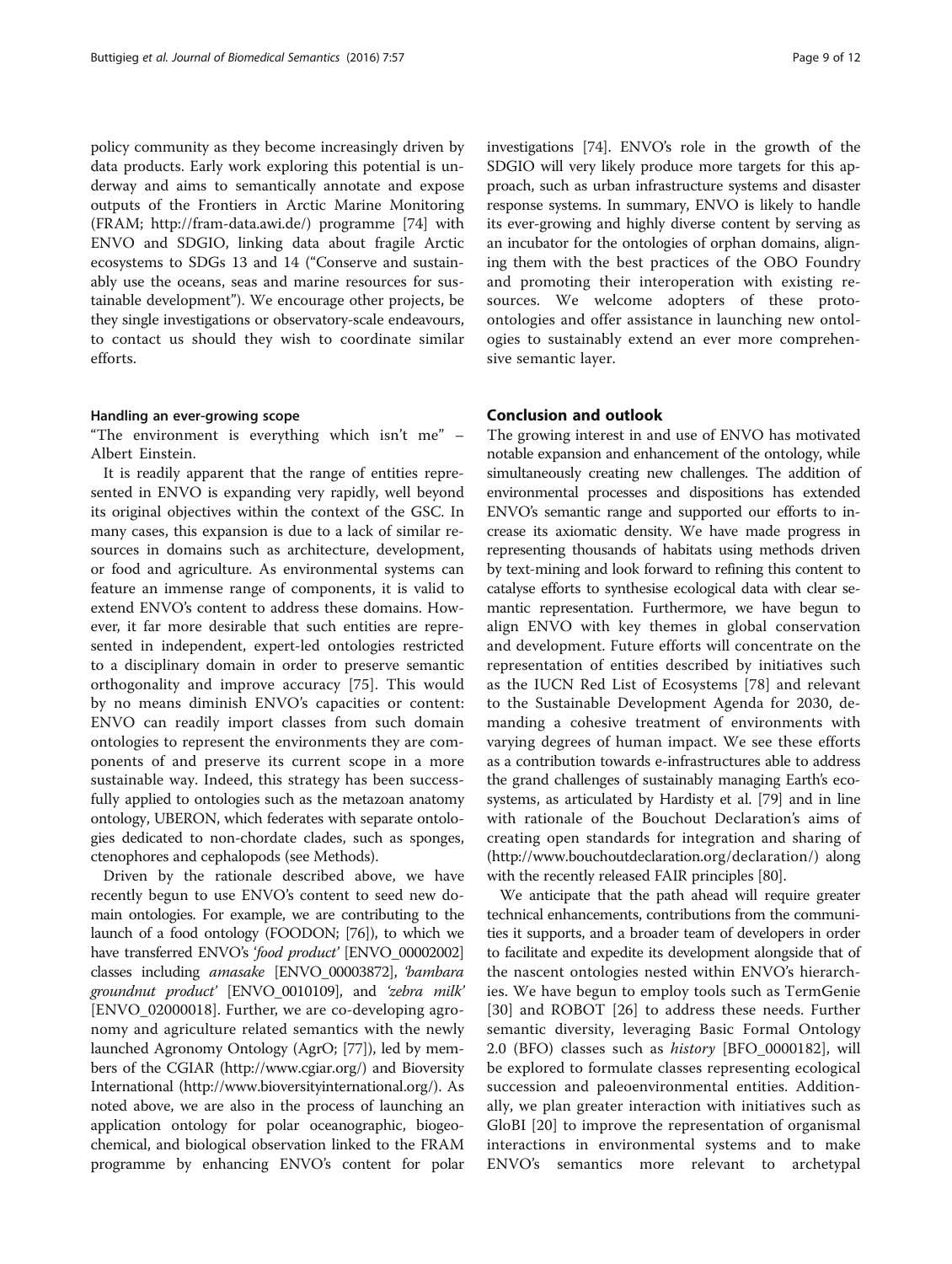policy community as they become increasingly driven by data products. Early work exploring this potential is underway and aims to semantically annotate and expose outputs of the Frontiers in Arctic Marine Monitoring (FRAM; http://fram-data.awi.de/) programme [74] with ENVO and SDGIO, linking data about fragile Arctic ecosystems to SDGs 13 and 14 ("Conserve and sustainably use the oceans, seas and marine resources for sustainable development"). We encourage other projects, be they single investigations or observatory-scale endeavours, to contact us should they wish to coordinate similar efforts.

#### Handling an ever-growing scope

"The environment is everything which isn't me" – Albert Einstein.

It is readily apparent that the range of entities represented in ENVO is expanding very rapidly, well beyond its original objectives within the context of the GSC. In many cases, this expansion is due to a lack of similar resources in domains such as architecture, development, or food and agriculture. As environmental systems can feature an immense range of components, it is valid to extend ENVO's content to address these domains. However, it far more desirable that such entities are represented in independent, expert-led ontologies restricted to a disciplinary domain in order to preserve semantic orthogonality and improve accuracy [75]. This would by no means diminish ENVO's capacities or content: ENVO can readily import classes from such domain ontologies to represent the environments they are components of and preserve its current scope in a more sustainable way. Indeed, this strategy has been successfully applied to ontologies such as the metazoan anatomy ontology, UBERON, which federates with separate ontologies dedicated to non-chordate clades, such as sponges, ctenophores and cephalopods (see Methods).

Driven by the rationale described above, we have recently begun to use ENVO's content to seed new domain ontologies. For example, we are contributing to the launch of a food ontology (FOODON; [76]), to which we have transferred ENVO's *'food product'* [ENVO_00002002] classes including *amasake* [ENVO_00003872], *'bambara groundnut product'* [ENVO_0010109], and *'zebra milk'* [ENVO_02000018]. Further, we are co-developing agronomy and agriculture related semantics with the newly launched Agronomy Ontology (AgrO; [77]), led by members of the CGIAR (http://www.cgiar.org/) and Bioversity International (http://www.bioversityinternational.org/). As noted above, we are also in the process of launching an application ontology for polar oceanographic, biogeochemical, and biological observation linked to the FRAM programme by enhancing ENVO's content for polar investigations [74]. ENVO's role in the growth of the SDGIO will very likely produce more targets for this approach, such as urban infrastructure systems and disaster response systems. In summary, ENVO is likely to handle its ever-growing and highly diverse content by serving as an incubator for the ontologies of orphan domains, aligning them with the best practices of the OBO Foundry and promoting their interoperation with existing resources. We welcome adopters of these proto-ontologies and offer assistance in launching new ontologies to sustainably extend an ever more comprehensive semantic layer.

## Conclusion and outlook

The growing interest in and use of ENVO has motivated notable expansion and enhancement of the ontology, while simultaneously creating new challenges. The addition of environmental processes and dispositions has extended ENVO's semantic range and supported our efforts to increase its axiomatic density. We have made progress in representing thousands of habitats using methods driven by text-mining and look forward to refining this content to catalyse efforts to synthesise ecological data with clear semantic representation. Furthermore, we have begun to align ENVO with key themes in global conservation and development. Future efforts will concentrate on the representation of entities described by initiatives such as the IUCN Red List of Ecosystems [78] and relevant to the Sustainable Development Agenda for 2030, demanding a cohesive treatment of environments with varying degrees of human impact. We see these efforts as a contribution towards e-infrastructures able to address the grand challenges of sustainably managing Earth's ecosystems, as articulated by Hardisty et al. [79] and in line with rationale of the Bouchout Declaration's aims of creating open standards for integration and sharing of (http://www.bouchoutdeclaration.org/declaration/) along with the recently released FAIR principles [80].

We anticipate that the path ahead will require greater technical enhancements, contributions from the communities it supports, and a broader team of developers in order to facilitate and expedite its development alongside that of the nascent ontologies nested within ENVO's hierarchies. We have begun to employ tools such as TermGenie [30] and ROBOT [26] to address these needs. Further semantic diversity, leveraging Basic Formal Ontology 2.0 (BFO) classes such as *history* [BFO_0000182], will be explored to formulate classes representing ecological succession and paleoenvironmental entities. Additionally, we plan greater interaction with initiatives such as GloBI [20] to improve the representation of organismal interactions in environmental systems and to make ENVO's semantics more relevant to archetypal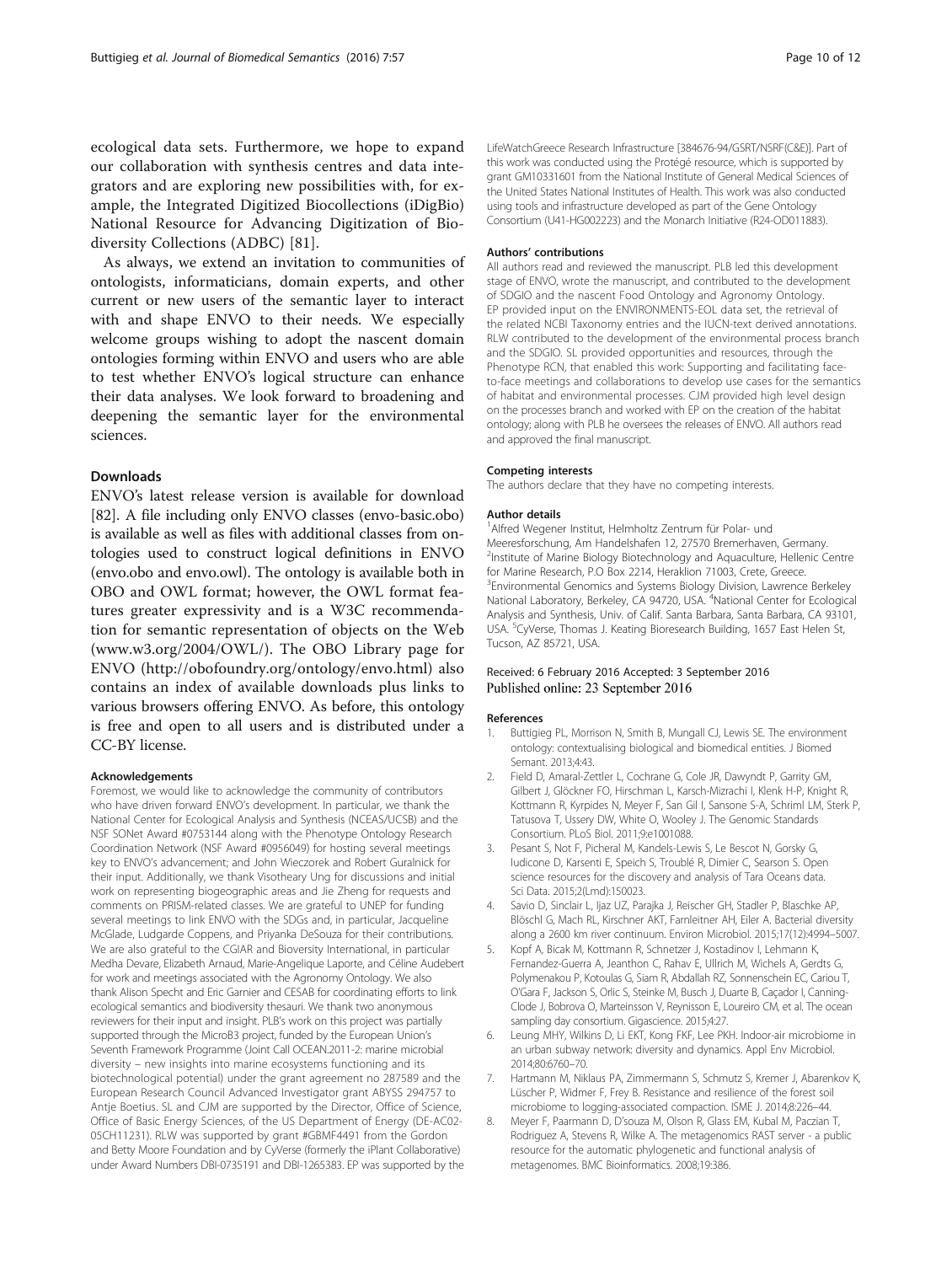ecological data sets. Furthermore, we hope to expand our collaboration with synthesis centres and data integrators and are exploring new possibilities with, for example, the Integrated Digitized Biocollections (iDigBio) National Resource for Advancing Digitization of Biodiversity Collections (ADBC) [81].

As always, we extend an invitation to communities of ontologists, informaticians, domain experts, and other current or new users of the semantic layer to interact with and shape ENVO to their needs. We especially welcome groups wishing to adopt the nascent domain ontologies forming within ENVO and users who are able to test whether ENVO's logical structure can enhance their data analyses. We look forward to broadening and deepening the semantic layer for the environmental sciences.

## Downloads

ENVO's latest release version is available for download [82]. A file including only ENVO classes (envo-basic.obo) is available as well as files with additional classes from ontologies used to construct logical definitions in ENVO (envo.obo and envo.owl). The ontology is available both in OBO and OWL format; however, the OWL format features greater expressivity and is a W3C recommendation for semantic representation of objects on the Web (www.w3.org/2004/OWL/). The OBO Library page for ENVO (http://obofoundry.org/ontology/envo.html) also contains an index of available downloads plus links to various browsers offering ENVO. As before, this ontology is free and open to all users and is distributed under a CC-BY license.

### Acknowledgements

Foremost, we would like to acknowledge the community of contributors who have driven forward ENVO's development. In particular, we thank the National Center for Ecological Analysis and Synthesis (NCEAS/UCSB) and the NSF SONet Award #0753144 along with the Phenotype Ontology Research Coordination Network (NSF Award #0956049) for hosting several meetings key to ENVO's advancement; and John Wieczorek and Robert Guralnick for their input. Additionally, we thank Visotheary Ung for discussions and initial work on representing biogeographic areas and Jie Zheng for requests and comments on PRISM-related classes. We are grateful to UNEP for funding several meetings to link ENVO with the SDGs and, in particular, Jacqueline McGlade, Ludgarde Coppens, and Priyanka DeSouza for their contributions. We are also grateful to the CGIAR and Bioversity International, in particular Medha Devare, Elizabeth Arnaud, Marie-Angelique Laporte, and Céline Audebert for work and meetings associated with the Agronomy Ontology. We also thank Alison Specht and Eric Garnier and CESAB for coordinating efforts to link ecological semantics and biodiversity thesauri. We thank two anonymous reviewers for their input and insight. PLB's work on this project was partially supported through the MicroB3 project, funded by the European Union's Seventh Framework Programme (Joint Call OCEAN.2011-2: marine microbial diversity – new insights into marine ecosystems functioning and its biotechnological potential) under the grant agreement no 287589 and the European Research Council Advanced Investigator grant ABYSS 294757 to Antje Boetius. SL and CJM are supported by the Director, Office of Science, Office of Basic Energy Sciences, of the US Department of Energy (DE-AC02-05CH11231). RLW was supported by grant #GBMF4491 from the Gordon and Betty Moore Foundation and by CyVerse (formerly the iPlant Collaborative) under Award Numbers DBI-0735191 and DBI-1265383. EP was supported by the LifeWatchGreece Research Infrastructure [384676-94/GSRT/NSRF(C&E)]. Part of this work was conducted using the Protégé resource, which is supported by grant GM10331601 from the National Institute of General Medical Sciences of the United States National Institutes of Health. This work was also conducted using tools and infrastructure developed as part of the Gene Ontology Consortium (U41-HG002223) and the Monarch Initiative (R24-OD011883).

### Authors' contributions

All authors read and reviewed the manuscript. PLB led this development stage of ENVO, wrote the manuscript, and contributed to the development of SDGIO and the nascent Food Ontology and Agronomy Ontology. EP provided input on the ENVIRONMENTS-EOL data set, the retrieval of the related NCBI Taxonomy entries and the IUCN-text derived annotations. RLW contributed to the development of the environmental process branch and the SDGIO. SL provided opportunities and resources, through the Phenotype RCN, that enabled this work: Supporting and facilitating face-to-face meetings and collaborations to develop use cases for the semantics of habitat and environmental processes. CJM provided high level design on the processes branch and worked with EP on the creation of the habitat ontology; along with PLB he oversees the releases of ENVO. All authors read and approved the final manuscript.

### Competing interests

The authors declare that they have no competing interests.

### Author details

[1]Alfred Wegener Institut, Helmholtz Zentrum für Polar- und Meeresforschung, Am Handelshafen 12, 27570 Bremerhaven, Germany. [2]Institute of Marine Biology Biotechnology and Aquaculture, Hellenic Centre for Marine Research, P.O Box 2214, Heraklion 71003, Crete, Greece. [3]Environmental Genomics and Systems Biology Division, Lawrence Berkeley National Laboratory, Berkeley, CA 94720, USA. [4]National Center for Ecological Analysis and Synthesis, Univ. of Calif. Santa Barbara, Santa Barbara, CA 93101, USA. [5]CyVerse, Thomas J. Keating Bioresearch Building, 1657 East Helen St, Tucson, AZ 85721, USA.

Received: 6 February 2016 Accepted: 3 September 2016
Published online: 23 September 2016

### References

1. Buttigieg PL, Morrison N, Smith B, Mungall CJ, Lewis SE. The environment ontology: contextualising biological and biomedical entities. J Biomed Semant. 2013;4:43.
2. Field D, Amaral-Zettler L, Cochrane G, Cole JR, Dawyndt P, Garrity GM, Gilbert J, Glöckner FO, Hirschman L, Karsch-Mizrachi I, Klenk H-P, Knight R, Kottmann R, Kyrpides N, Meyer F, San Gil I, Sansone S-A, Schriml LM, Sterk P, Tatusova T, Ussery DW, White O, Wooley J. The Genomic Standards Consortium. PLoS Biol. 2011;9:e1001088.
3. Pesant S, Not F, Picheral M, Kandels-Lewis S, Le Bescot N, Gorsky G, Iudicone D, Karsenti E, Speich S, Troublé R, Dimier C, Searson S. Open science resources for the discovery and analysis of Tara Oceans data. Sci Data. 2015;2(Lmd):150023.
4. Savio D, Sinclair L, Ijaz UZ, Parajka J, Reischer GH, Stadler P, Blaschke AP, Blöschl G, Mach RL, Kirschner AKT, Farnleitner AH, Eiler A. Bacterial diversity along a 2600 km river continuum. Environ Microbiol. 2015;17(12):4994–5007.
5. Kopf A, Bicak M, Kottmann R, Schnetzer J, Kostadinov I, Lehmann K, Fernandez-Guerra A, Jeanthon C, Rahav E, Ullrich M, Wichels A, Gerdts G, Polymenakou P, Kotoulas G, Siam R, Abdallah RZ, Sonnenschein EC, Cariou T, O'Gara F, Jackson S, Orlic S, Steinke M, Busch J, Duarte B, Caçador I, Canning-Clode J, Bobrova O, Marteinsson V, Reynisson E, Loureiro CM, et al. The ocean sampling day consortium. Gigascience. 2015;4:27.
6. Leung MHY, Wilkins D, Li EKT, Kong FKF, Lee PKH. Indoor-air microbiome in an urban subway network: diversity and dynamics. Appl Env Microbiol. 2014;80:6760–70.
7. Hartmann M, Niklaus PA, Zimmermann S, Schmutz S, Kremer J, Abarenkov K, Lüscher P, Widmer F, Frey B. Resistance and resilience of the forest soil microbiome to logging-associated compaction. ISME J. 2014;8:226–44.
8. Meyer F, Paarmann D, D'souza M, Olson R, Glass EM, Kubal M, Paczian T, Rodriguez A, Stevens R, Wilke A. The metagenomics RAST server - a public resource for the automatic phylogenetic and functional analysis of metagenomes. BMC Bioinformatics. 2008;19:386.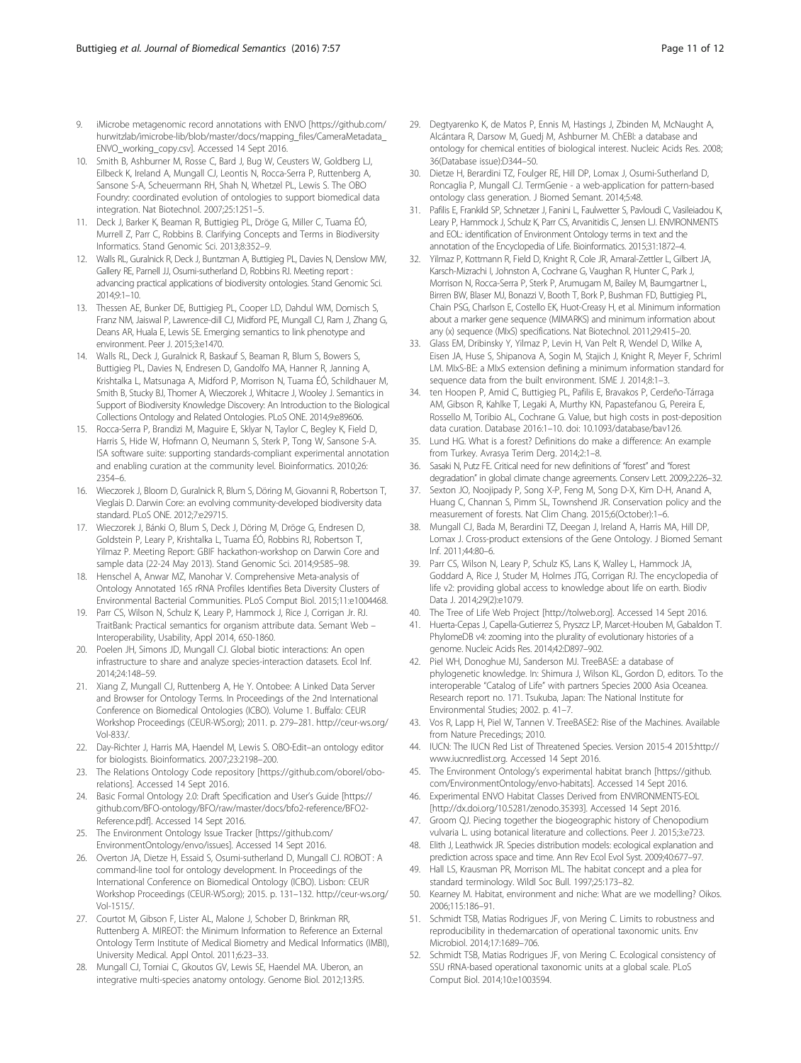9. iMicrobe metagenomic record annotations with ENVO [https://github.com/hurwitzlab/imicrobe-lib/blob/master/docs/mapping_files/CameraMetadata_ENVO_working_copy.csv]. Accessed 14 Sept 2016.
10. Smith B, Ashburner M, Rosse C, Bard J, Bug W, Ceusters W, Goldberg LJ, Eilbeck K, Ireland A, Mungall CJ, Leontis N, Rocca-Serra P, Ruttenberg A, Sansone S-A, Scheuermann RH, Shah N, Whetzel PL, Lewis S. The OBO Foundry: coordinated evolution of ontologies to support biomedical data integration. Nat Biotechnol. 2007;25:1251–5.
11. Deck J, Barker K, Beaman R, Buttigieg PL, Dröge G, Miller C, Tuama ÉÓ, Murrell Z, Parr C, Robbins B. Clarifying Concepts and Terms in Biodiversity Informatics. Stand Genomic Sci. 2013;8:352–9.
12. Walls RL, Guralnick R, Deck J, Buntzman A, Buttigieg PL, Davies N, Denslow MW, Gallery RE, Parnell JJ, Osumi-sutherland D, Robbins RJ. Meeting report : advancing practical applications of biodiversity ontologies. Stand Genomic Sci. 2014;9:1–10.
13. Thessen AE, Bunker DE, Buttigieg PL, Cooper LD, Dahdul WM, Domisch S, Franz NM, Jaiswal P, Lawrence-dill CJ, Midford PE, Mungall CJ, Ram J, Zhang G, Deans AR, Huala E, Lewis SE. Emerging semantics to link phenotype and environment. Peer J. 2015;3:e1470.
14. Walls RL, Deck J, Guralnick R, Baskauf S, Beaman R, Blum S, Bowers S, Buttigieg PL, Davies N, Endresen D, Gandolfo MA, Hanner R, Janning A, Krishtalka L, Matsunaga A, Midford P, Morrison N, Tuama ÉÓ, Schildhauer M, Smith B, Stucky BJ, Thomer A, Wieczorek J, Whitacre J, Wooley J. Semantics in Support of Biodiversity Knowledge Discovery: An Introduction to the Biological Collections Ontology and Related Ontologies. PLoS ONE. 2014;9:e89606.
15. Rocca-Serra P, Brandizi M, Maguire E, Sklyar N, Taylor C, Begley K, Field D, Harris S, Hide W, Hofmann O, Neumann S, Sterk P, Tong W, Sansone S-A. ISA software suite: supporting standards-compliant experimental annotation and enabling curation at the community level. Bioinformatics. 2010;26: 2354–6.
16. Wieczorek J, Bloom D, Guralnick R, Blum S, Döring M, Giovanni R, Robertson T, Vieglais D. Darwin Core: an evolving community-developed biodiversity data standard. PLoS ONE. 2012;7:e29715.
17. Wieczorek J, Bánki O, Blum S, Deck J, Döring M, Dröge G, Endresen D, Goldstein P, Leary P, Krishtalka L, Tuama ÉÓ, Robbins RJ, Robertson T, Yilmaz P. Meeting Report: GBIF hackathon-workshop on Darwin Core and sample data (22-24 May 2013). Stand Genomic Sci. 2014;9:585–98.
18. Henschel A, Anwar MZ, Manohar V. Comprehensive Meta-analysis of Ontology Annotated 16S rRNA Profiles Identifies Beta Diversity Clusters of Environmental Bacterial Communities. PLoS Comput Biol. 2015;11:e1004468.
19. Parr CS, Wilson N, Schulz K, Leary P, Hammock J, Rice J, Corrigan Jr. RJ. TraitBank: Practical semantics for organism attribute data. Semant Web – Interoperability, Usability, Appl 2014, 650-1860.
20. Poelen JH, Simons JD, Mungall CJ. Global biotic interactions: An open infrastructure to share and analyze species-interaction datasets. Ecol Inf. 2014;24:148–59.
21. Xiang Z, Mungall CJ, Ruttenberg A, He Y. Ontobee: A Linked Data Server and Browser for Ontology Terms. In Proceedings of the 2nd International Conference on Biomedical Ontologies (ICBO). Volume 1. Buffalo: CEUR Workshop Proceedings (CEUR-WS.org); 2011. p. 279–281. http://ceur-ws.org/Vol-833/.
22. Day-Richter J, Harris MA, Haendel M, Lewis S. OBO-Edit–an ontology editor for biologists. Bioinformatics. 2007;23:2198–200.
23. The Relations Ontology Code repository [https://github.com/oborel/obo-relations]. Accessed 14 Sept 2016.
24. Basic Formal Ontology 2.0: Draft Specification and User's Guide [https://github.com/BFO-ontology/BFO/raw/master/docs/bfo2-reference/BFO2-Reference.pdf]. Accessed 14 Sept 2016.
25. The Environment Ontology Issue Tracker [https://github.com/EnvironmentOntology/envo/issues]. Accessed 14 Sept 2016.
26. Overton JA, Dietze H, Essaid S, Osumi-sutherland D, Mungall CJ. ROBOT : A command-line tool for ontology development. In Proceedings of the International Conference on Biomedical Ontology (ICBO). Lisbon: CEUR Workshop Proceedings (CEUR-WS.org); 2015. p. 131–132. http://ceur-ws.org/Vol-1515/.
27. Courtot M, Gibson F, Lister AL, Malone J, Schober D, Brinkman RR, Ruttenberg A. MIREOT: the Minimum Information to Reference an External Ontology Term Institute of Medical Biometry and Medical Informatics (IMBI), University Medical. Appl Ontol. 2011;6:23–33.
28. Mungall CJ, Torniai C, Gkoutos GV, Lewis SE, Haendel MA. Uberon, an integrative multi-species anatomy ontology. Genome Biol. 2012;13:R5.
29. Degtyarenko K, de Matos P, Ennis M, Hastings J, Zbinden M, McNaught A, Alcántara R, Darsow M, Guedj M, Ashburner M. ChEBI: a database and ontology for chemical entities of biological interest. Nucleic Acids Res. 2008; 36(Database issue):D344–50.
30. Dietze H, Berardini TZ, Foulger RE, Hill DP, Lomax J, Osumi-Sutherland D, Roncaglia P, Mungall CJ. TermGenie - a web-application for pattern-based ontology class generation. J Biomed Semant. 2014;5:48.
31. Pafilis E, Frankild SP, Schnetzer J, Fanini L, Faulwetter S, Pavloudi C, Vasileiadou K, Leary P, Hammock J, Schulz K, Parr CS, Arvanitidis C, Jensen LJ. ENVIRONMENTS and EOL: identification of Environment Ontology terms in text and the annotation of the Encyclopedia of Life. Bioinformatics. 2015;31:1872–4.
32. Yilmaz P, Kottmann R, Field D, Knight R, Cole JR, Amaral-Zettler L, Gilbert JA, Karsch-Mizrachi I, Johnston A, Cochrane G, Vaughan R, Hunter C, Park J, Morrison N, Rocca-Serra P, Sterk P, Arumugam M, Bailey M, Baumgartner L, Birren BW, Blaser MJ, Bonazzi V, Booth T, Bork P, Bushman FD, Buttigieg PL, Chain PSG, Charlson E, Costello EK, Huot-Creasy H, et al. Minimum information about a marker gene sequence (MIMARKS) and minimum information about any (x) sequence (MIxS) specifications. Nat Biotechnol. 2011;29:415–20.
33. Glass EM, Dribinsky Y, Yilmaz P, Levin H, Van Pelt R, Wendel D, Wilke A, Eisen JA, Huse S, Shipanova A, Sogin M, Stajich J, Knight R, Meyer F, Schriml LM. MIxS-BE: a MIxS extension defining a minimum information standard for sequence data from the built environment. ISME J. 2014;8:1–3.
34. ten Hoopen P, Amid C, Buttigieg PL, Pafilis E, Bravakos P, Cerdeño-Tárraga AM, Gibson R, Kahlke T, Legaki A, Murthy KN, Papastefanou G, Pereira E, Rossello M, Toribio AL, Cochrane G. Value, but high costs in post-deposition data curation. Database 2016:1–10. doi: 10.1093/database/bav126.
35. Lund HG. What is a forest? Definitions do make a difference: An example from Turkey. Avrasya Terim Derg. 2014;2:1–8.
36. Sasaki N, Putz FE. Critical need for new definitions of "forest" and "forest degradation" in global climate change agreements. Conserv Lett. 2009;2:226–32.
37. Sexton JO, Noojipady P, Song X-P, Feng M, Song D-X, Kim D-H, Anand A, Huang C, Channan S, Pimm SL, Townshend JR. Conservation policy and the measurement of forests. Nat Clim Chang. 2015;6(October):1–6.
38. Mungall CJ, Bada M, Berardini TZ, Deegan J, Ireland A, Harris MA, Hill DP, Lomax J. Cross-product extensions of the Gene Ontology. J Biomed Semant Inf. 2011;44:80–6.
39. Parr CS, Wilson N, Leary P, Schulz KS, Lans K, Walley L, Hammock JA, Goddard A, Rice J, Studer M, Holmes JTG, Corrigan RJ. The encyclopedia of life v2: providing global access to knowledge about life on earth. Biodiv Data J. 2014;29(2):e1079.
40. The Tree of Life Web Project [http://tolweb.org]. Accessed 14 Sept 2016.
41. Huerta-Cepas J, Capella-Gutierrez S, Pryszcz LP, Marcet-Houben M, Gabaldon T. PhylomeDB v4: zooming into the plurality of evolutionary histories of a genome. Nucleic Acids Res. 2014;42:D897–902.
42. Piel WH, Donoghue MJ, Sanderson MJ. TreeBASE: a database of phylogenetic knowledge. In: Shimura J, Wilson KL, Gordon D, editors. To the interoperable "Catalog of Life" with partners Species 2000 Asia Oceanea. Research report no. 171. Tsukuba, Japan: The National Institute for Environmental Studies; 2002. p. 41–7.
43. Vos R, Lapp H, Piel W, Tannen V. TreeBASE2: Rise of the Machines. Available from Nature Precedings; 2010.
44. IUCN: The IUCN Red List of Threatened Species. Version 2015-4 2015:http://www.iucnredlist.org. Accessed 14 Sept 2016.
45. The Environment Ontology's experimental habitat branch [https://github.com/EnvironmentOntology/envo-habitats]. Accessed 14 Sept 2016.
46. Experimental ENVO Habitat Classes Derived from ENVIRONMENTS-EOL [http://dx.doi.org/10.5281/zenodo.35393]. Accessed 14 Sept 2016.
47. Groom QJ. Piecing together the biogeographic history of Chenopodium vulvaria L. using botanical literature and collections. Peer J. 2015;3:e723.
48. Elith J, Leathwick JR. Species distribution models: ecological explanation and prediction across space and time. Ann Rev Ecol Evol Syst. 2009;40:677–97.
49. Hall LS, Krausman PR, Morrison ML. The habitat concept and a plea for standard terminology. Wildl Soc Bull. 1997;25:173–82.
50. Kearney M. Habitat, environment and niche: What are we modelling? Oikos. 2006;115:186–91.
51. Schmidt TSB, Matias Rodrigues JF, von Mering C. Limits to robustness and reproducibility in thedemarcation of operational taxonomic units. Env Microbiol. 2014;17:1689–706.
52. Schmidt TSB, Matias Rodrigues JF, von Mering C. Ecological consistency of SSU rRNA-based operational taxonomic units at a global scale. PLoS Comput Biol. 2014;10:e1003594.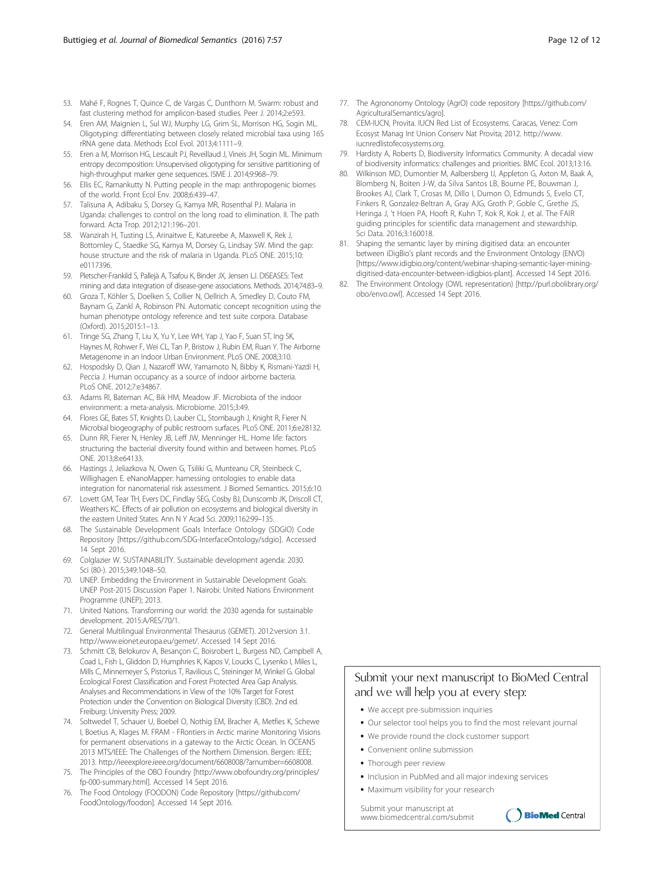53. Mahé F, Rognes T, Quince C, de Vargas C, Dunthorn M. Swarm: robust and fast clustering method for amplicon-based studies. Peer J. 2014;2:e593.
54. Eren AM, Maignien L, Sul WJ, Murphy LG, Grim SL, Morrison HG, Sogin ML. Oligotyping: differentiating between closely related microbial taxa using 16S rRNA gene data. Methods Ecol Evol. 2013;4:1111–9.
55. Eren a M, Morrison HG, Lescault PJ, Reveillaud J, Vineis JH, Sogin ML. Minimum entropy decomposition: Unsupervised oligotyping for sensitive partitioning of high-throughput marker gene sequences. ISME J. 2014;9:968–79.
56. Ellis EC, Ramankutty N. Putting people in the map: anthropogenic biomes of the world. Front Ecol Env. 2008;6:439–47.
57. Talisuna A, Adibaku S, Dorsey G, Kamya MR, Rosenthal PJ. Malaria in Uganda: challenges to control on the long road to elimination. II. The path forward. Acta Trop. 2012;121:196–201.
58. Wanzirah H, Tusting LS, Arinaitwe E, Katureebe A, Maxwell K, Rek J, Bottomley C, Staedke SG, Kamya M, Dorsey G, Lindsay SW. Mind the gap: house structure and the risk of malaria in Uganda. PLoS ONE. 2015;10: e0117396.
59. Pletscher-Frankild S, Pallejà A, Tsafou K, Binder JX, Jensen LJ. DISEASES: Text mining and data integration of disease-gene associations. Methods. 2014;74:83–9.
60. Groza T, Köhler S, Doelken S, Collier N, Oellrich A, Smedley D, Couto FM, Baynam G, Zankl A, Robinson PN. Automatic concept recognition using the human phenotype ontology reference and test suite corpora. Database (Oxford). 2015;2015:1–13.
61. Tringe SG, Zhang T, Liu X, Yu Y, Lee WH, Yap J, Yao F, Suan ST, Ing SK, Haynes M, Rohwer F, Wei CL, Tan P, Bristow J, Rubin EM, Ruan Y. The Airborne Metagenome in an Indoor Urban Environment. PLoS ONE. 2008;3:10.
62. Hospodsky D, Qian J, Nazaroff WW, Yamamoto N, Bibby K, Rismani-Yazdi H, Peccia J. Human occupancy as a source of indoor airborne bacteria. PLoS ONE. 2012;7:e34867.
63. Adams RI, Bateman AC, Bik HM, Meadow JF. Microbiota of the indoor environment: a meta-analysis. Microbiome. 2015;3:49.
64. Flores GE, Bates ST, Knights D, Lauber CL, Stombaugh J, Knight R, Fierer N. Microbial biogeography of public restroom surfaces. PLoS ONE. 2011;6:e28132.
65. Dunn RR, Fierer N, Henley JB, Leff JW, Menninger HL. Home life: factors structuring the bacterial diversity found within and between homes. PLoS ONE. 2013;8:e64133.
66. Hastings J, Jeliazkova N, Owen G, Tsiliki G, Munteanu CR, Steinbeck C, Willighagen E. eNanoMapper: harnessing ontologies to enable data integration for nanomaterial risk assessment. J Biomed Semantics. 2015;6:10.
67. Lovett GM, Tear TH, Evers DC, Findlay SEG, Cosby BJ, Dunscomb JK, Driscoll CT, Weathers KC. Effects of air pollution on ecosystems and biological diversity in the eastern United States. Ann N Y Acad Sci. 2009;1162:99–135.
68. The Sustainable Development Goals Interface Ontology (SDGIO) Code Repository [https://github.com/SDG-InterfaceOntology/sdgio]. Accessed 14 Sept 2016.
69. Colglazier W. SUSTAINABILITY. Sustainable development agenda: 2030. Sci (80-). 2015;349:1048–50.
70. UNEP. Embedding the Environment in Sustainable Development Goals. UNEP Post-2015 Discussion Paper 1. Nairobi: United Nations Environment Programme (UNEP); 2013.
71. United Nations. Transforming our world: the 2030 agenda for sustainable development. 2015:A/RES/70/1.
72. General Multilingual Environmental Thesaurus (GEMET). 2012:version 3.1. http://www.eionet.europa.eu/gemet/. Accessed 14 Sept 2016.
73. Schmitt CB, Belokurov A, Besançon C, Boisrobert L, Burgess ND, Campbell A, Coad L, Fish L, Gliddon D, Humphries K, Kapos V, Loucks C, Lysenko I, Miles L, Mills C, Minnemeyer S, Pistorius T, Ravilious C, Steininger M, Winkel G. Global Ecological Forest Classification and Forest Protected Area Gap Analysis. Analyses and Recommendations in View of the 10% Target for Forest Protection under the Convention on Biological Diversity (CBD). 2nd ed. Freiburg: University Press; 2009.
74. Soltwedel T, Schauer U, Boebel O, Nothig EM, Bracher A, Metfies K, Schewe I, Boetius A, Klages M. FRAM - FRontiers in Arctic marine Monitoring Visions for permanent observations in a gateway to the Arctic Ocean. In OCEANS 2013 MTS/IEEE: The Challenges of the Northern Dimension. Bergen: IEEE; 2013. http://ieeexplore.ieee.org/document/6608008/?arnumber=6608008.
75. The Principles of the OBO Foundry [http://www.obofoundry.org/principles/fp-000-summary.html]. Accessed 14 Sept 2016.
76. The Food Ontology (FOODON) Code Repository [https://github.com/FoodOntology/foodon]. Accessed 14 Sept 2016.
77. The Agrononomy Ontology (AgrO) code repository [https://github.com/AgriculturalSemantics/agro].
78. CEM-IUCN, Provita. IUCN Red List of Ecosystems. Caracas, Venez: Com Ecosyst Manag Int Union Conserv Nat Provita; 2012. http://www.iucnredlistofecosystems.org.
79. Hardisty A, Roberts D, Biodiversity Informatics Community. A decadal view of biodiversity informatics: challenges and priorities. BMC Ecol. 2013;13:16.
80. Wilkinson MD, Dumontier M, Aalbersberg IJ, Appleton G, Axton M, Baak A, Blomberg N, Boiten J-W, da Silva Santos LB, Bourne PE, Bouwman J, Brookes AJ, Clark T, Crosas M, Dillo I, Dumon O, Edmunds S, Evelo CT, Finkers R, Gonzalez-Beltran A, Gray AJG, Groth P, Goble C, Grethe JS, Heringa J, 't Hoen PA, Hooft R, Kuhn T, Kok R, Kok J, et al. The FAIR guiding principles for scientific data management and stewardship. Sci Data. 2016;3:160018.
81. Shaping the semantic layer by mining digitised data: an encounter between iDigBio's plant records and the Environment Ontology (ENVO) [https://www.idigbio.org/content/webinar-shaping-semantic-layer-mining-digitised-data-encounter-between-idigbios-plant]. Accessed 14 Sept 2016.
82. The Environment Ontology (OWL representation) [http://purl.obolibrary.org/obo/envo.owl]. Accessed 14 Sept 2016.

Submit your next manuscript to BioMed Central and we will help you at every step:

- We accept pre-submission inquiries
- Our selector tool helps you to find the most relevant journal
- We provide round the clock customer support
- Convenient online submission
- Thorough peer review
- Inclusion in PubMed and all major indexing services
- Maximum visibility for your research

Submit your manuscript at
www.biomedcentral.com/submit

BioMed Central